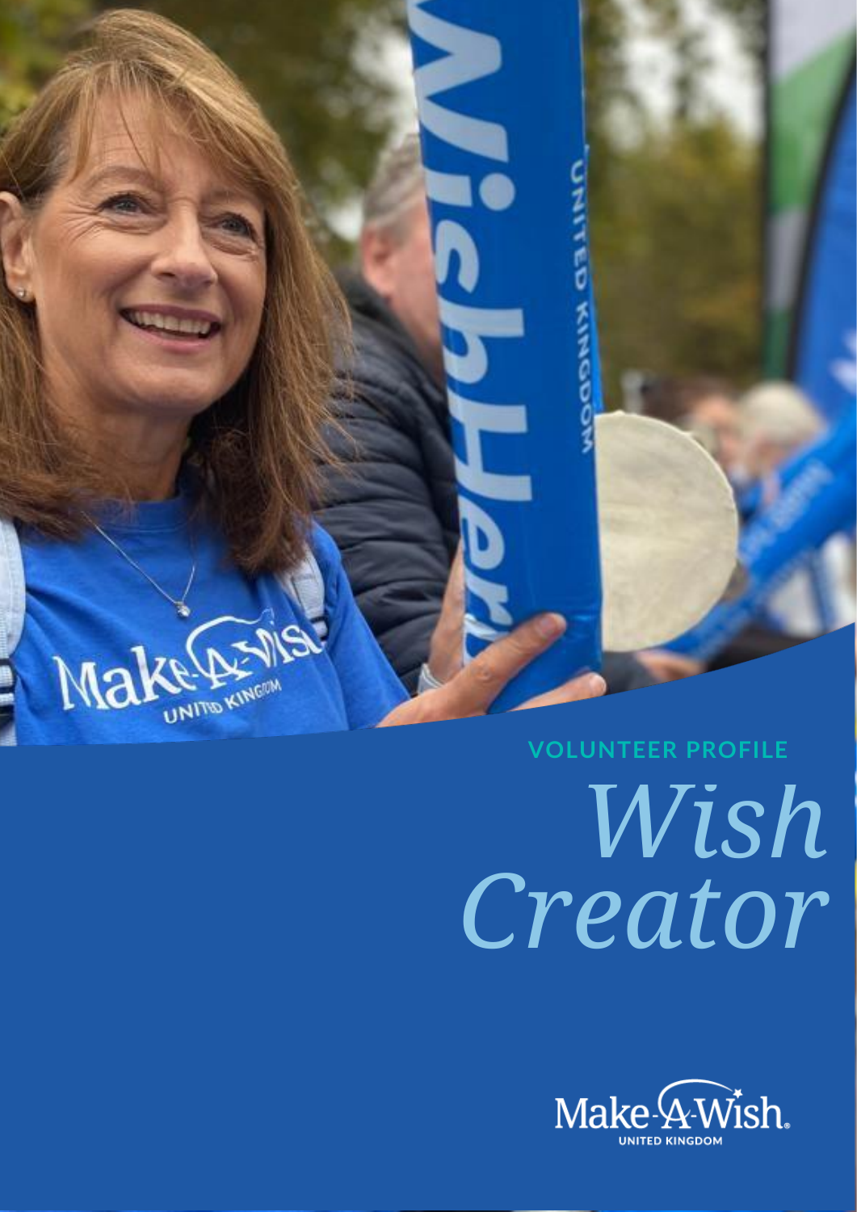VOLUNTEER PROFILE

# *Wish Creator*

Make-A-Wish
UNITED KINGDOM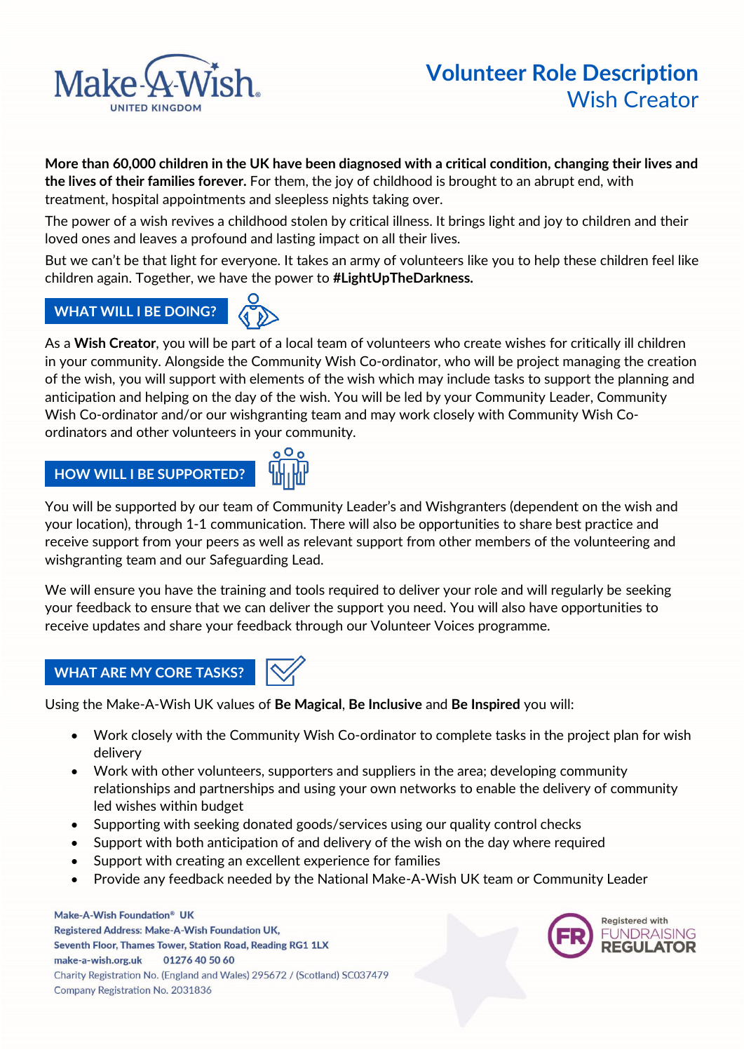# Volunteer Role Description
## Wish Creator

**More than 60,000 children in the UK have been diagnosed with a critical condition, changing their lives and the lives of their families forever.** For them, the joy of childhood is brought to an abrupt end, with treatment, hospital appointments and sleepless nights taking over.

The power of a wish revives a childhood stolen by critical illness. It brings light and joy to children and their loved ones and leaves a profound and lasting impact on all their lives.

But we can't be that light for everyone. It takes an army of volunteers like you to help these children feel like children again. Together, we have the power to **#LightUpTheDarkness.**

## WHAT WILL I BE DOING?

As a **Wish Creator**, you will be part of a local team of volunteers who create wishes for critically ill children in your community. Alongside the Community Wish Co-ordinator, who will be project managing the creation of the wish, you will support with elements of the wish which may include tasks to support the planning and anticipation and helping on the day of the wish. You will be led by your Community Leader, Community Wish Co-ordinator and/or our wishgranting team and may work closely with Community Wish Co-ordinators and other volunteers in your community.

## HOW WILL I BE SUPPORTED?

You will be supported by our team of Community Leader's and Wishgranters (dependent on the wish and your location), through 1-1 communication. There will also be opportunities to share best practice and receive support from your peers as well as relevant support from other members of the volunteering and wishgranting team and our Safeguarding Lead.

We will ensure you have the training and tools required to deliver your role and will regularly be seeking your feedback to ensure that we can deliver the support you need. You will also have opportunities to receive updates and share your feedback through our Volunteer Voices programme.

## WHAT ARE MY CORE TASKS?

Using the Make-A-Wish UK values of **Be Magical**, **Be Inclusive** and **Be Inspired** you will:

- Work closely with the Community Wish Co-ordinator to complete tasks in the project plan for wish delivery
- Work with other volunteers, supporters and suppliers in the area; developing community relationships and partnerships and using your own networks to enable the delivery of community led wishes within budget
- Supporting with seeking donated goods/services using our quality control checks
- Support with both anticipation of and delivery of the wish on the day where required
- Support with creating an excellent experience for families
- Provide any feedback needed by the National Make-A-Wish UK team or Community Leader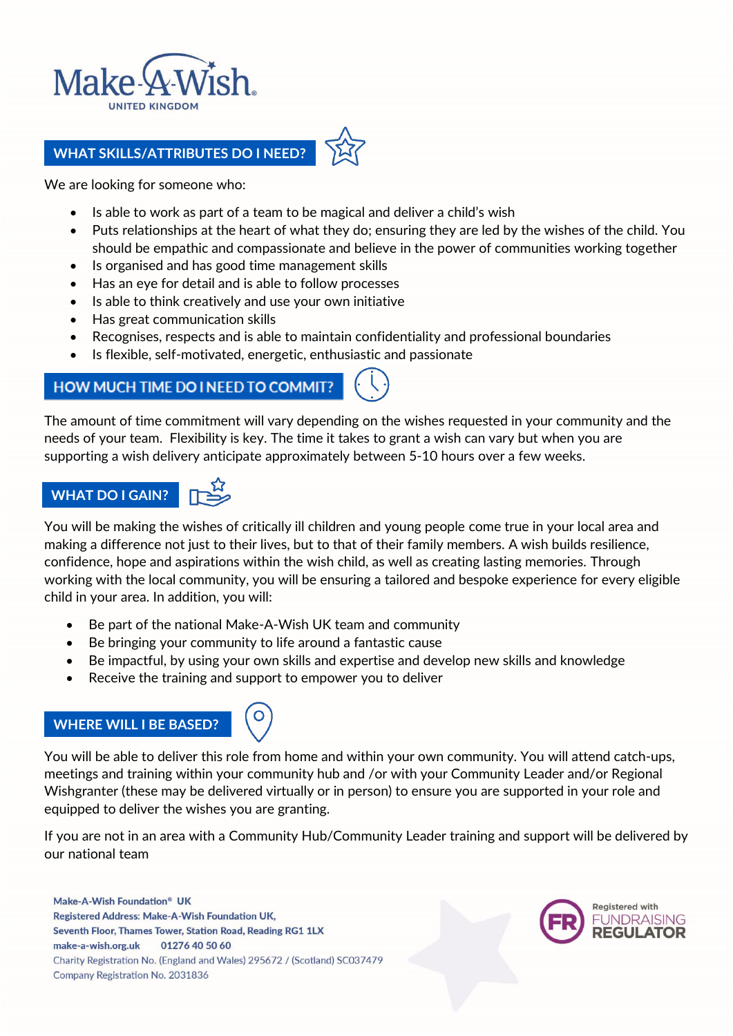Make-A-Wish UNITED KINGDOM

## WHAT SKILLS/ATTRIBUTES DO I NEED?

We are looking for someone who:

- Is able to work as part of a team to be magical and deliver a child's wish
- Puts relationships at the heart of what they do; ensuring they are led by the wishes of the child. You should be empathic and compassionate and believe in the power of communities working together
- Is organised and has good time management skills
- Has an eye for detail and is able to follow processes
- Is able to think creatively and use your own initiative
- Has great communication skills
- Recognises, respects and is able to maintain confidentiality and professional boundaries
- Is flexible, self-motivated, energetic, enthusiastic and passionate

## HOW MUCH TIME DO I NEED TO COMMIT?

The amount of time commitment will vary depending on the wishes requested in your community and the needs of your team. Flexibility is key. The time it takes to grant a wish can vary but when you are supporting a wish delivery anticipate approximately between 5-10 hours over a few weeks.

## WHAT DO I GAIN?

You will be making the wishes of critically ill children and young people come true in your local area and making a difference not just to their lives, but to that of their family members. A wish builds resilience, confidence, hope and aspirations within the wish child, as well as creating lasting memories. Through working with the local community, you will be ensuring a tailored and bespoke experience for every eligible child in your area. In addition, you will:

- Be part of the national Make-A-Wish UK team and community
- Be bringing your community to life around a fantastic cause
- Be impactful, by using your own skills and expertise and develop new skills and knowledge
- Receive the training and support to empower you to deliver

## WHERE WILL I BE BASED?

You will be able to deliver this role from home and within your own community. You will attend catch-ups, meetings and training within your community hub and /or with your Community Leader and/or Regional Wishgranter (these may be delivered virtually or in person) to ensure you are supported in your role and equipped to deliver the wishes you are granting.

If you are not in an area with a Community Hub/Community Leader training and support will be delivered by our national team

Make-A-Wish Foundation® UK
Registered Address: Make-A-Wish Foundation UK,
Seventh Floor, Thames Tower, Station Road, Reading RG1 1LX
make-a-wish.org.uk 01276 40 50 60
Charity Registration No. (England and Wales) 295672 / (Scotland) SC037479
Company Registration No. 2031836

Registered with FUNDRAISING REGULATOR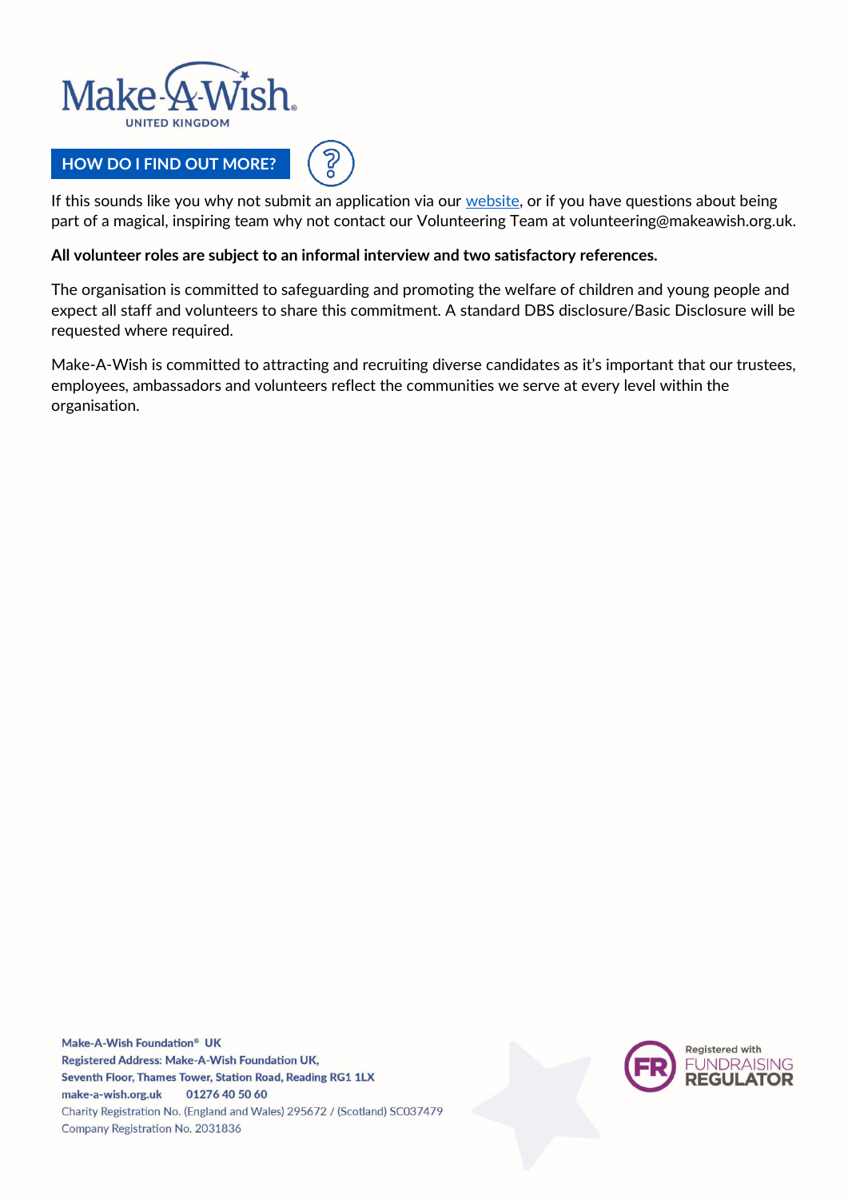## HOW DO I FIND OUT MORE?

If this sounds like you why not submit an application via our website, or if you have questions about being part of a magical, inspiring team why not contact our Volunteering Team at volunteering@makeawish.org.uk.

**All volunteer roles are subject to an informal interview and two satisfactory references.**

The organisation is committed to safeguarding and promoting the welfare of children and young people and expect all staff and volunteers to share this commitment. A standard DBS disclosure/Basic Disclosure will be requested where required.

Make-A-Wish is committed to attracting and recruiting diverse candidates as it's important that our trustees, employees, ambassadors and volunteers reflect the communities we serve at every level within the organisation.

**Make-A-Wish Foundation® UK**
**Registered Address: Make-A-Wish Foundation UK,**
**Seventh Floor, Thames Tower, Station Road, Reading RG1 1LX**
**make-a-wish.org.uk 01276 40 50 60**
Charity Registration No. (England and Wales) 295672 / (Scotland) SC037479
Company Registration No. 2031836

Registered with FUNDRAISING REGULATOR